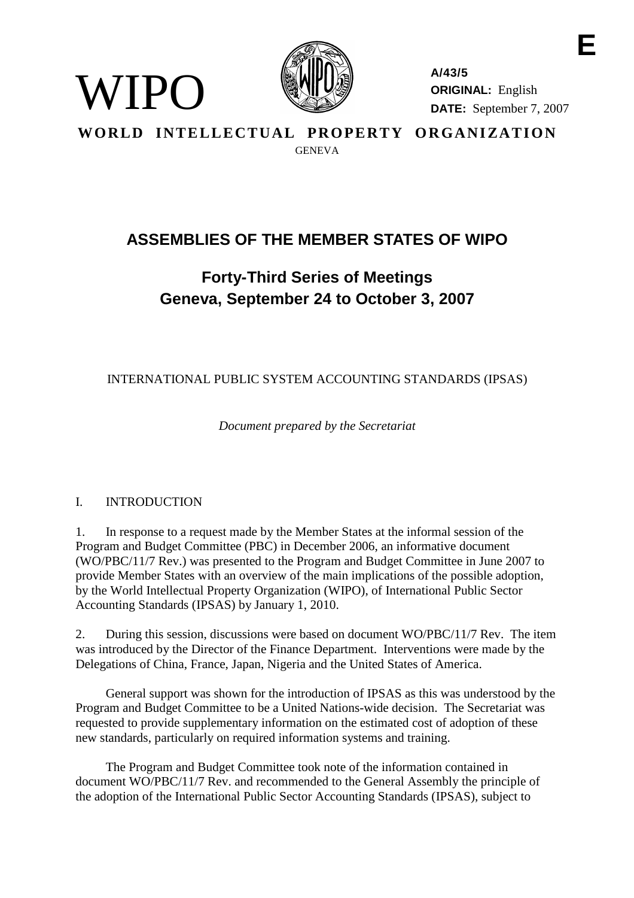E

WIPO

A/43/5
**ORIGINAL:** English
**DATE:** September 7, 2007

**WORLD INTELLECTUAL PROPERTY ORGANIZATION**
GENEVA

# ASSEMBLIES OF THE MEMBER STATES OF WIPO

## Forty-Third Series of Meetings
## Geneva, September 24 to October 3, 2007

INTERNATIONAL PUBLIC SYSTEM ACCOUNTING STANDARDS (IPSAS)

*Document prepared by the Secretariat*

I. INTRODUCTION

1. In response to a request made by the Member States at the informal session of the Program and Budget Committee (PBC) in December 2006, an informative document (WO/PBC/11/7 Rev.) was presented to the Program and Budget Committee in June 2007 to provide Member States with an overview of the main implications of the possible adoption, by the World Intellectual Property Organization (WIPO), of International Public Sector Accounting Standards (IPSAS) by January 1, 2010.

2. During this session, discussions were based on document WO/PBC/11/7 Rev. The item was introduced by the Director of the Finance Department. Interventions were made by the Delegations of China, France, Japan, Nigeria and the United States of America.

General support was shown for the introduction of IPSAS as this was understood by the Program and Budget Committee to be a United Nations-wide decision. The Secretariat was requested to provide supplementary information on the estimated cost of adoption of these new standards, particularly on required information systems and training.

The Program and Budget Committee took note of the information contained in document WO/PBC/11/7 Rev. and recommended to the General Assembly the principle of the adoption of the International Public Sector Accounting Standards (IPSAS), subject to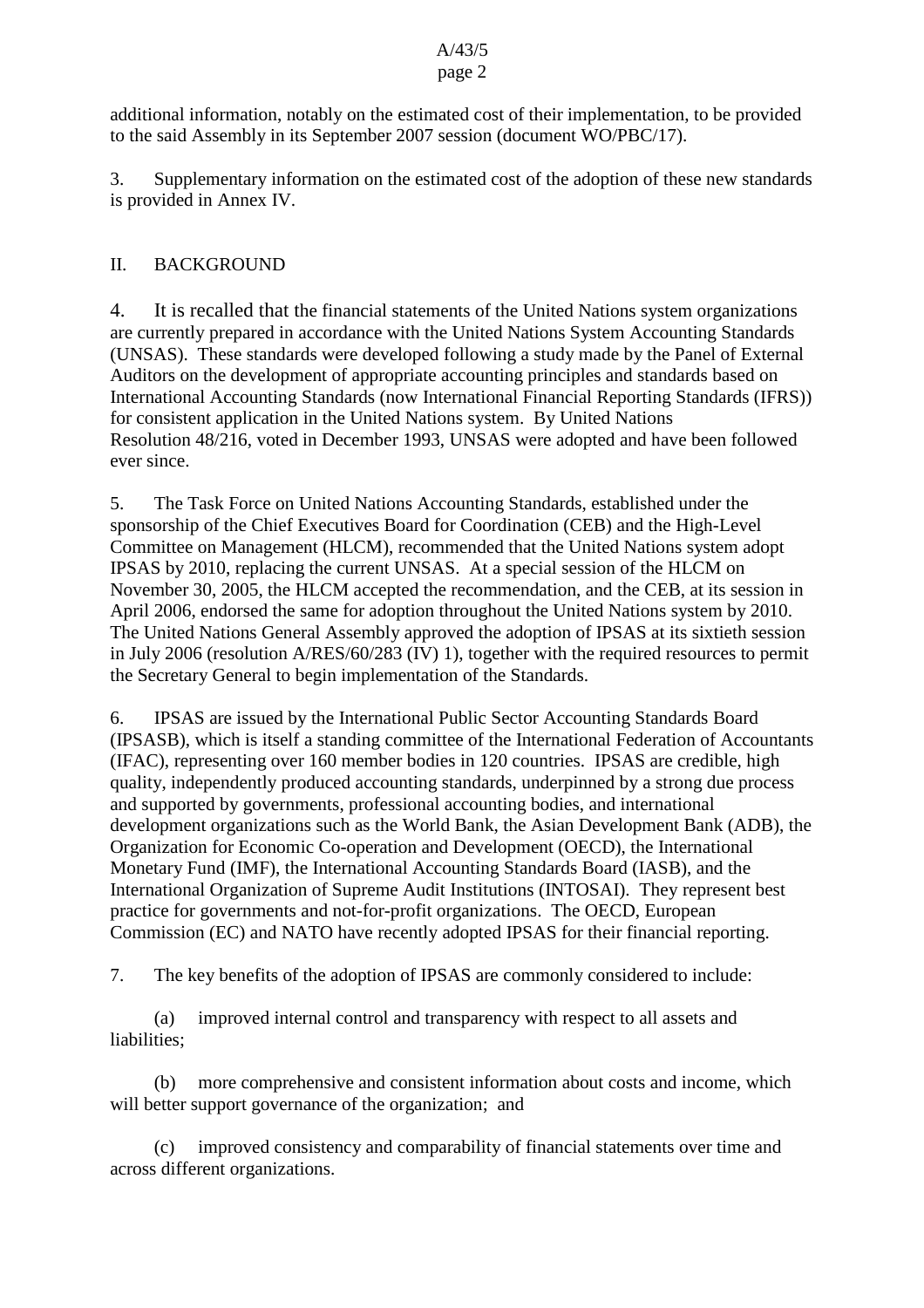additional information, notably on the estimated cost of their implementation, to be provided to the said Assembly in its September 2007 session (document WO/PBC/17).

3. Supplementary information on the estimated cost of the adoption of these new standards is provided in Annex IV.

## II. BACKGROUND

4. It is recalled that the financial statements of the United Nations system organizations are currently prepared in accordance with the United Nations System Accounting Standards (UNSAS). These standards were developed following a study made by the Panel of External Auditors on the development of appropriate accounting principles and standards based on International Accounting Standards (now International Financial Reporting Standards (IFRS)) for consistent application in the United Nations system. By United Nations Resolution 48/216, voted in December 1993, UNSAS were adopted and have been followed ever since.

5. The Task Force on United Nations Accounting Standards, established under the sponsorship of the Chief Executives Board for Coordination (CEB) and the High-Level Committee on Management (HLCM), recommended that the United Nations system adopt IPSAS by 2010, replacing the current UNSAS. At a special session of the HLCM on November 30, 2005, the HLCM accepted the recommendation, and the CEB, at its session in April 2006, endorsed the same for adoption throughout the United Nations system by 2010. The United Nations General Assembly approved the adoption of IPSAS at its sixtieth session in July 2006 (resolution A/RES/60/283 (IV) 1), together with the required resources to permit the Secretary General to begin implementation of the Standards.

6. IPSAS are issued by the International Public Sector Accounting Standards Board (IPSASB), which is itself a standing committee of the International Federation of Accountants (IFAC), representing over 160 member bodies in 120 countries. IPSAS are credible, high quality, independently produced accounting standards, underpinned by a strong due process and supported by governments, professional accounting bodies, and international development organizations such as the World Bank, the Asian Development Bank (ADB), the Organization for Economic Co-operation and Development (OECD), the International Monetary Fund (IMF), the International Accounting Standards Board (IASB), and the International Organization of Supreme Audit Institutions (INTOSAI). They represent best practice for governments and not-for-profit organizations. The OECD, European Commission (EC) and NATO have recently adopted IPSAS for their financial reporting.

7. The key benefits of the adoption of IPSAS are commonly considered to include:

(a) improved internal control and transparency with respect to all assets and liabilities;

(b) more comprehensive and consistent information about costs and income, which will better support governance of the organization; and

(c) improved consistency and comparability of financial statements over time and across different organizations.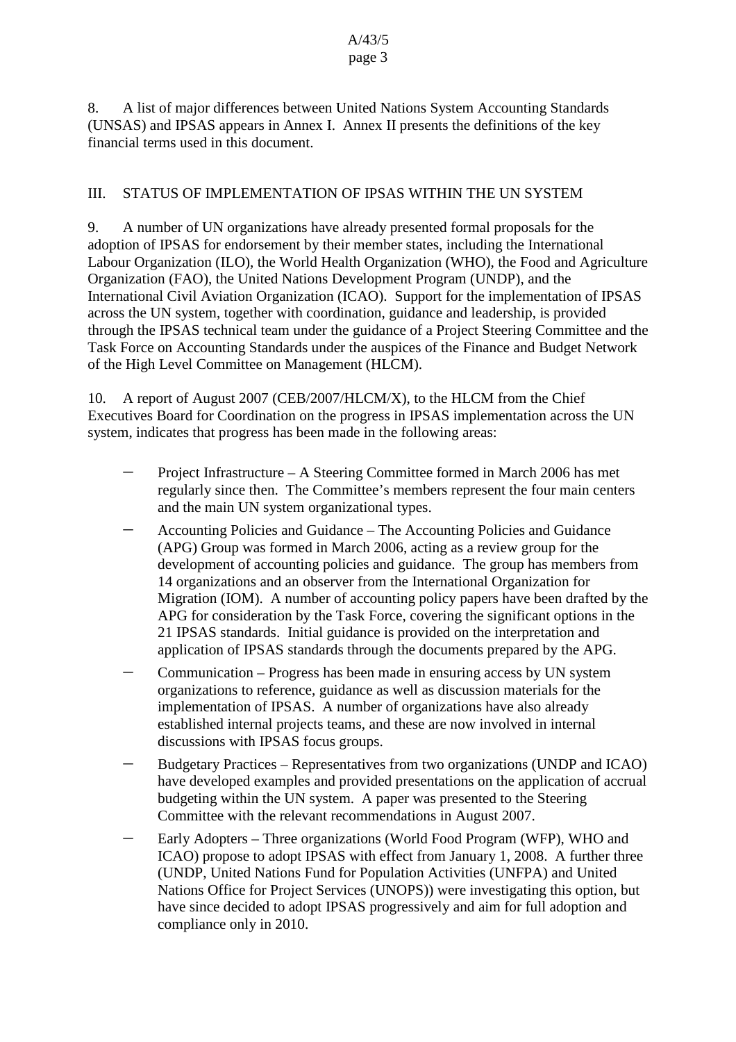8. A list of major differences between United Nations System Accounting Standards (UNSAS) and IPSAS appears in Annex I. Annex II presents the definitions of the key financial terms used in this document.

## III. STATUS OF IMPLEMENTATION OF IPSAS WITHIN THE UN SYSTEM

9. A number of UN organizations have already presented formal proposals for the adoption of IPSAS for endorsement by their member states, including the International Labour Organization (ILO), the World Health Organization (WHO), the Food and Agriculture Organization (FAO), the United Nations Development Program (UNDP), and the International Civil Aviation Organization (ICAO). Support for the implementation of IPSAS across the UN system, together with coordination, guidance and leadership, is provided through the IPSAS technical team under the guidance of a Project Steering Committee and the Task Force on Accounting Standards under the auspices of the Finance and Budget Network of the High Level Committee on Management (HLCM).

10. A report of August 2007 (CEB/2007/HLCM/X), to the HLCM from the Chief Executives Board for Coordination on the progress in IPSAS implementation across the UN system, indicates that progress has been made in the following areas:

- Project Infrastructure – A Steering Committee formed in March 2006 has met regularly since then. The Committee's members represent the four main centers and the main UN system organizational types.
- Accounting Policies and Guidance – The Accounting Policies and Guidance (APG) Group was formed in March 2006, acting as a review group for the development of accounting policies and guidance. The group has members from 14 organizations and an observer from the International Organization for Migration (IOM). A number of accounting policy papers have been drafted by the APG for consideration by the Task Force, covering the significant options in the 21 IPSAS standards. Initial guidance is provided on the interpretation and application of IPSAS standards through the documents prepared by the APG.
- Communication – Progress has been made in ensuring access by UN system organizations to reference, guidance as well as discussion materials for the implementation of IPSAS. A number of organizations have also already established internal projects teams, and these are now involved in internal discussions with IPSAS focus groups.
- Budgetary Practices – Representatives from two organizations (UNDP and ICAO) have developed examples and provided presentations on the application of accrual budgeting within the UN system. A paper was presented to the Steering Committee with the relevant recommendations in August 2007.
- Early Adopters – Three organizations (World Food Program (WFP), WHO and ICAO) propose to adopt IPSAS with effect from January 1, 2008. A further three (UNDP, United Nations Fund for Population Activities (UNFPA) and United Nations Office for Project Services (UNOPS)) were investigating this option, but have since decided to adopt IPSAS progressively and aim for full adoption and compliance only in 2010.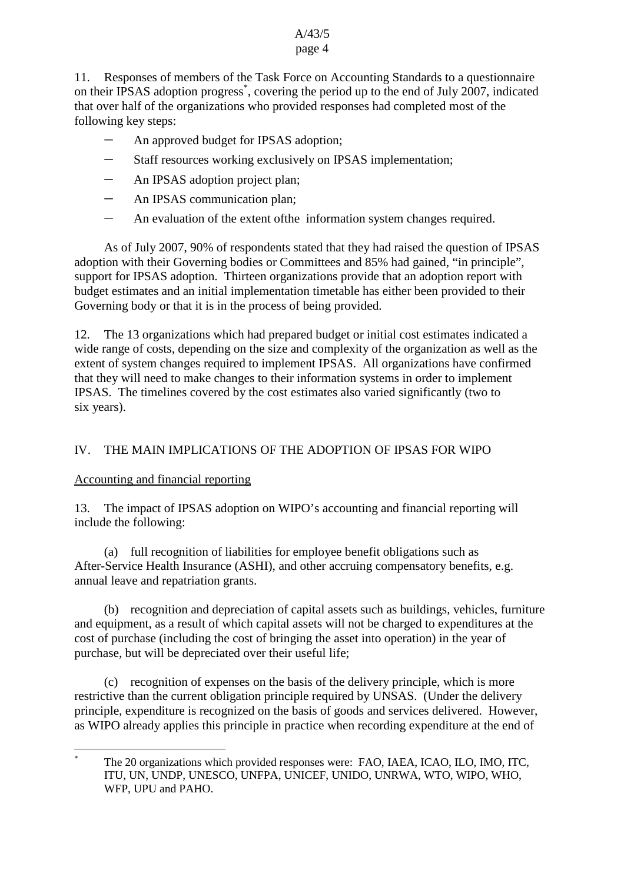11. Responses of members of the Task Force on Accounting Standards to a questionnaire on their IPSAS adoption progress[*], covering the period up to the end of July 2007, indicated that over half of the organizations who provided responses had completed most of the following key steps:

- An approved budget for IPSAS adoption;
- Staff resources working exclusively on IPSAS implementation;
- An IPSAS adoption project plan;
- An IPSAS communication plan;
- An evaluation of the extent ofthe information system changes required.

As of July 2007, 90% of respondents stated that they had raised the question of IPSAS adoption with their Governing bodies or Committees and 85% had gained, "in principle", support for IPSAS adoption. Thirteen organizations provide that an adoption report with budget estimates and an initial implementation timetable has either been provided to their Governing body or that it is in the process of being provided.

12. The 13 organizations which had prepared budget or initial cost estimates indicated a wide range of costs, depending on the size and complexity of the organization as well as the extent of system changes required to implement IPSAS. All organizations have confirmed that they will need to make changes to their information systems in order to implement IPSAS. The timelines covered by the cost estimates also varied significantly (two to six years).

## IV. THE MAIN IMPLICATIONS OF THE ADOPTION OF IPSAS FOR WIPO

### Accounting and financial reporting

13. The impact of IPSAS adoption on WIPO's accounting and financial reporting will include the following:

(a) full recognition of liabilities for employee benefit obligations such as After-Service Health Insurance (ASHI), and other accruing compensatory benefits, e.g. annual leave and repatriation grants.

(b) recognition and depreciation of capital assets such as buildings, vehicles, furniture and equipment, as a result of which capital assets will not be charged to expenditures at the cost of purchase (including the cost of bringing the asset into operation) in the year of purchase, but will be depreciated over their useful life;

(c) recognition of expenses on the basis of the delivery principle, which is more restrictive than the current obligation principle required by UNSAS. (Under the delivery principle, expenditure is recognized on the basis of goods and services delivered. However, as WIPO already applies this principle in practice when recording expenditure at the end of

---

[*] The 20 organizations which provided responses were: FAO, IAEA, ICAO, ILO, IMO, ITC, ITU, UN, UNDP, UNESCO, UNFPA, UNICEF, UNIDO, UNRWA, WTO, WIPO, WHO, WFP, UPU and PAHO.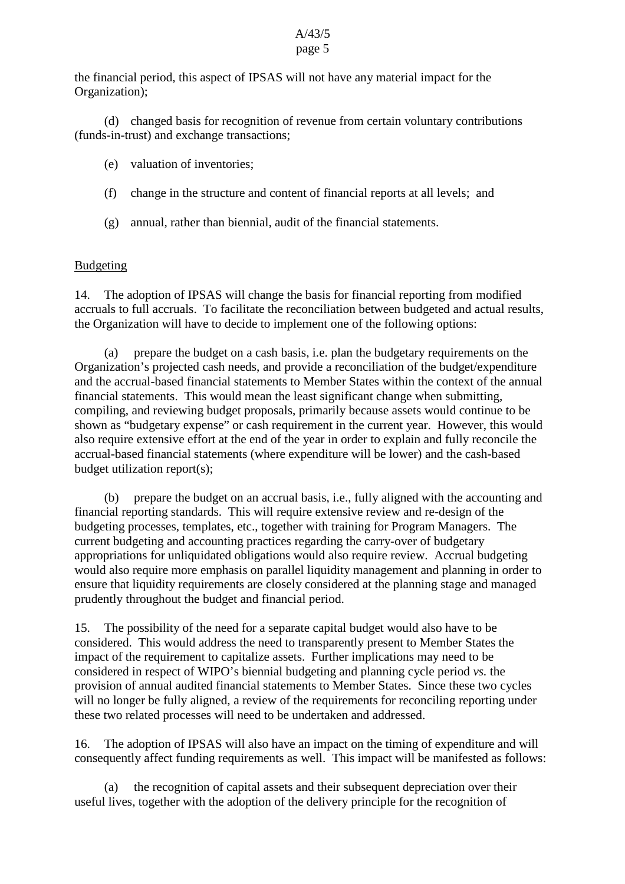the financial period, this aspect of IPSAS will not have any material impact for the Organization);

(d) changed basis for recognition of revenue from certain voluntary contributions (funds-in-trust) and exchange transactions;

(e) valuation of inventories;

(f) change in the structure and content of financial reports at all levels; and

(g) annual, rather than biennial, audit of the financial statements.

<u>Budgeting</u>

14. The adoption of IPSAS will change the basis for financial reporting from modified accruals to full accruals. To facilitate the reconciliation between budgeted and actual results, the Organization will have to decide to implement one of the following options:

(a) prepare the budget on a cash basis, i.e. plan the budgetary requirements on the Organization's projected cash needs, and provide a reconciliation of the budget/expenditure and the accrual-based financial statements to Member States within the context of the annual financial statements. This would mean the least significant change when submitting, compiling, and reviewing budget proposals, primarily because assets would continue to be shown as "budgetary expense" or cash requirement in the current year. However, this would also require extensive effort at the end of the year in order to explain and fully reconcile the accrual-based financial statements (where expenditure will be lower) and the cash-based budget utilization report(s);

(b) prepare the budget on an accrual basis, i.e., fully aligned with the accounting and financial reporting standards. This will require extensive review and re-design of the budgeting processes, templates, etc., together with training for Program Managers. The current budgeting and accounting practices regarding the carry-over of budgetary appropriations for unliquidated obligations would also require review. Accrual budgeting would also require more emphasis on parallel liquidity management and planning in order to ensure that liquidity requirements are closely considered at the planning stage and managed prudently throughout the budget and financial period.

15. The possibility of the need for a separate capital budget would also have to be considered. This would address the need to transparently present to Member States the impact of the requirement to capitalize assets. Further implications may need to be considered in respect of WIPO's biennial budgeting and planning cycle period *vs.* the provision of annual audited financial statements to Member States. Since these two cycles will no longer be fully aligned, a review of the requirements for reconciling reporting under these two related processes will need to be undertaken and addressed.

16. The adoption of IPSAS will also have an impact on the timing of expenditure and will consequently affect funding requirements as well. This impact will be manifested as follows:

(a) the recognition of capital assets and their subsequent depreciation over their useful lives, together with the adoption of the delivery principle for the recognition of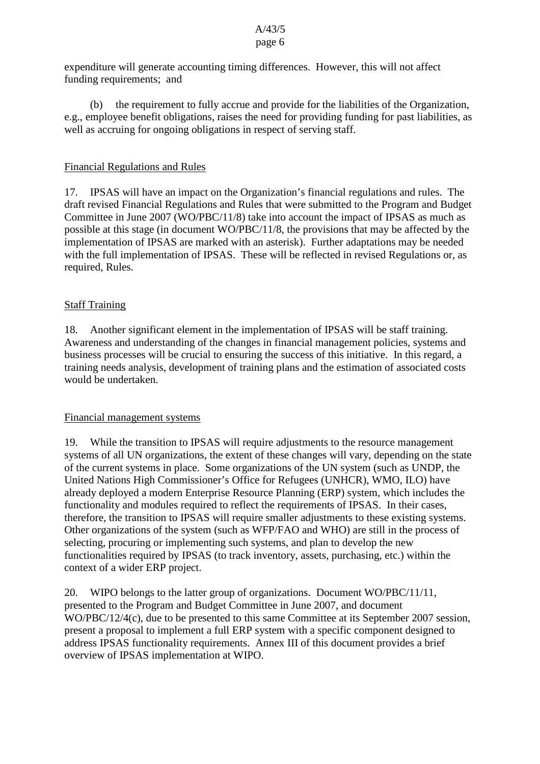expenditure will generate accounting timing differences. However, this will not affect funding requirements; and

(b) the requirement to fully accrue and provide for the liabilities of the Organization, e.g., employee benefit obligations, raises the need for providing funding for past liabilities, as well as accruing for ongoing obligations in respect of serving staff.

Financial Regulations and Rules

17. IPSAS will have an impact on the Organization's financial regulations and rules. The draft revised Financial Regulations and Rules that were submitted to the Program and Budget Committee in June 2007 (WO/PBC/11/8) take into account the impact of IPSAS as much as possible at this stage (in document WO/PBC/11/8, the provisions that may be affected by the implementation of IPSAS are marked with an asterisk). Further adaptations may be needed with the full implementation of IPSAS. These will be reflected in revised Regulations or, as required, Rules.

Staff Training

18. Another significant element in the implementation of IPSAS will be staff training. Awareness and understanding of the changes in financial management policies, systems and business processes will be crucial to ensuring the success of this initiative. In this regard, a training needs analysis, development of training plans and the estimation of associated costs would be undertaken.

Financial management systems

19. While the transition to IPSAS will require adjustments to the resource management systems of all UN organizations, the extent of these changes will vary, depending on the state of the current systems in place. Some organizations of the UN system (such as UNDP, the United Nations High Commissioner's Office for Refugees (UNHCR), WMO, ILO) have already deployed a modern Enterprise Resource Planning (ERP) system, which includes the functionality and modules required to reflect the requirements of IPSAS. In their cases, therefore, the transition to IPSAS will require smaller adjustments to these existing systems. Other organizations of the system (such as WFP/FAO and WHO) are still in the process of selecting, procuring or implementing such systems, and plan to develop the new functionalities required by IPSAS (to track inventory, assets, purchasing, etc.) within the context of a wider ERP project.

20. WIPO belongs to the latter group of organizations. Document WO/PBC/11/11, presented to the Program and Budget Committee in June 2007, and document WO/PBC/12/4(c), due to be presented to this same Committee at its September 2007 session, present a proposal to implement a full ERP system with a specific component designed to address IPSAS functionality requirements. Annex III of this document provides a brief overview of IPSAS implementation at WIPO.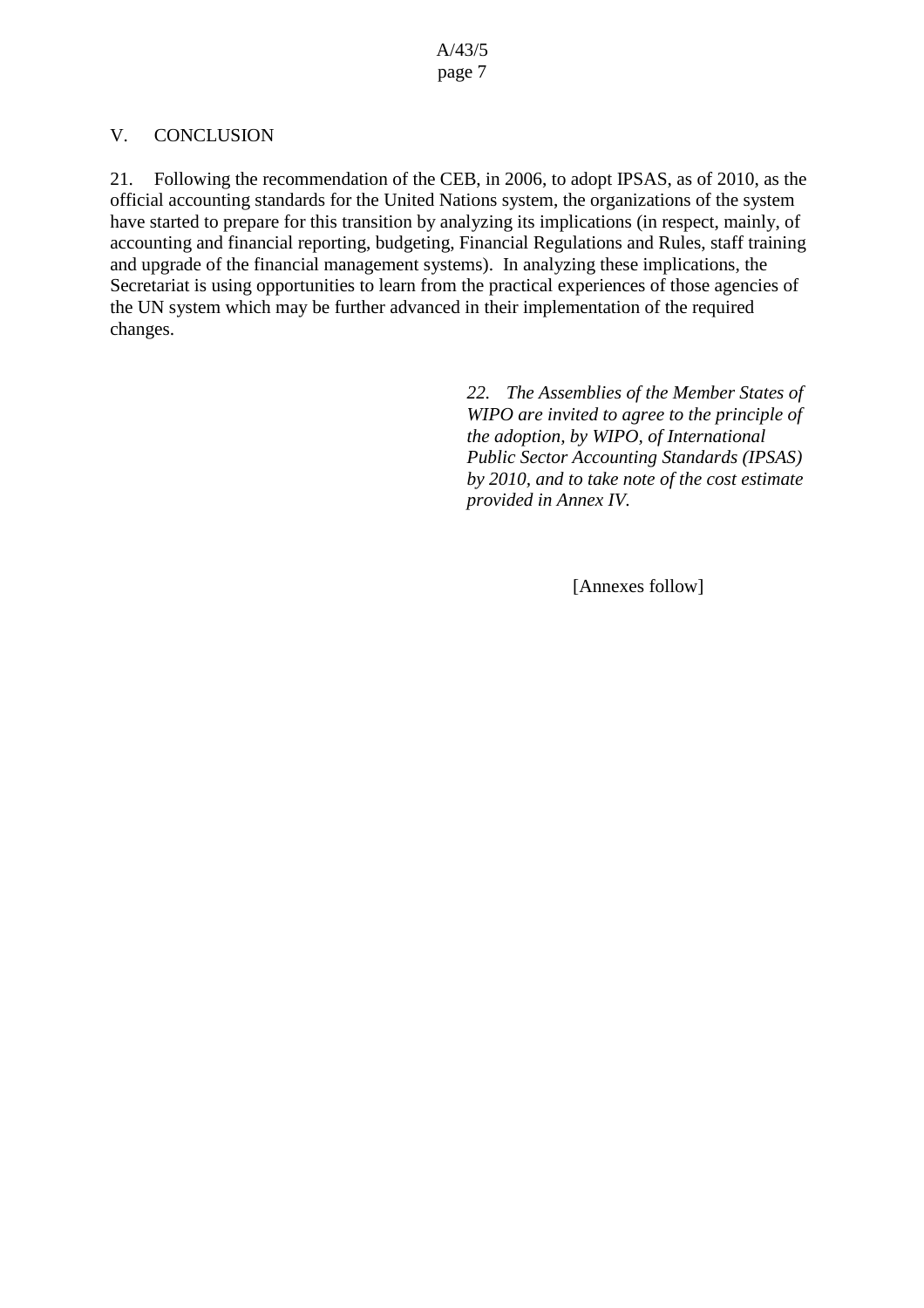## V. CONCLUSION

21. Following the recommendation of the CEB, in 2006, to adopt IPSAS, as of 2010, as the official accounting standards for the United Nations system, the organizations of the system have started to prepare for this transition by analyzing its implications (in respect, mainly, of accounting and financial reporting, budgeting, Financial Regulations and Rules, staff training and upgrade of the financial management systems). In analyzing these implications, the Secretariat is using opportunities to learn from the practical experiences of those agencies of the UN system which may be further advanced in their implementation of the required changes.

*22. The Assemblies of the Member States of WIPO are invited to agree to the principle of the adoption, by WIPO, of International Public Sector Accounting Standards (IPSAS) by 2010, and to take note of the cost estimate provided in Annex IV.*

[Annexes follow]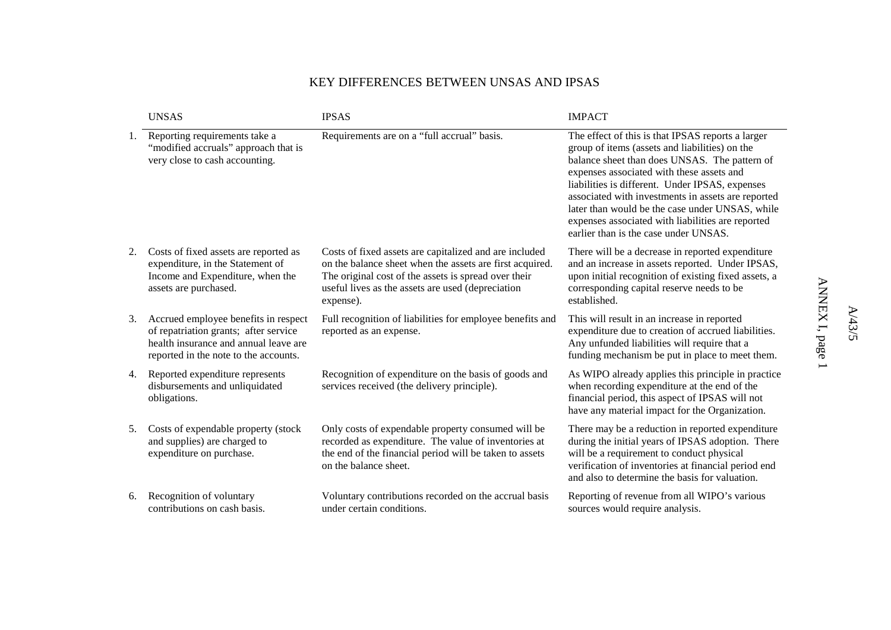# KEY DIFFERENCES BETWEEN UNSAS AND IPSAS

| | UNSAS | IPSAS | IMPACT |
|---|---|---|---|
| 1. | Reporting requirements take a "modified accruals" approach that is very close to cash accounting. | Requirements are on a "full accrual" basis. | The effect of this is that IPSAS reports a larger group of items (assets and liabilities) on the balance sheet than does UNSAS. The pattern of expenses associated with these assets and liabilities is different. Under IPSAS, expenses associated with investments in assets are reported later than would be the case under UNSAS, while expenses associated with liabilities are reported earlier than is the case under UNSAS. |
| 2. | Costs of fixed assets are reported as expenditure, in the Statement of Income and Expenditure, when the assets are purchased. | Costs of fixed assets are capitalized and are included on the balance sheet when the assets are first acquired. The original cost of the assets is spread over their useful lives as the assets are used (depreciation expense). | There will be a decrease in reported expenditure and an increase in assets reported. Under IPSAS, upon initial recognition of existing fixed assets, a corresponding capital reserve needs to be established. |
| 3. | Accrued employee benefits in respect of repatriation grants; after service health insurance and annual leave are reported in the note to the accounts. | Full recognition of liabilities for employee benefits and reported as an expense. | This will result in an increase in reported expenditure due to creation of accrued liabilities. Any unfunded liabilities will require that a funding mechanism be put in place to meet them. |
| 4. | Reported expenditure represents disbursements and unliquidated obligations. | Recognition of expenditure on the basis of goods and services received (the delivery principle). | As WIPO already applies this principle in practice when recording expenditure at the end of the financial period, this aspect of IPSAS will not have any material impact for the Organization. |
| 5. | Costs of expendable property (stock and supplies) are charged to expenditure on purchase. | Only costs of expendable property consumed will be recorded as expenditure. The value of inventories at the end of the financial period will be taken to assets on the balance sheet. | There may be a reduction in reported expenditure during the initial years of IPSAS adoption. There will be a requirement to conduct physical verification of inventories at financial period end and also to determine the basis for valuation. |
| 6. | Recognition of voluntary contributions on cash basis. | Voluntary contributions recorded on the accrual basis under certain conditions. | Reporting of revenue from all WIPO's various sources would require analysis. |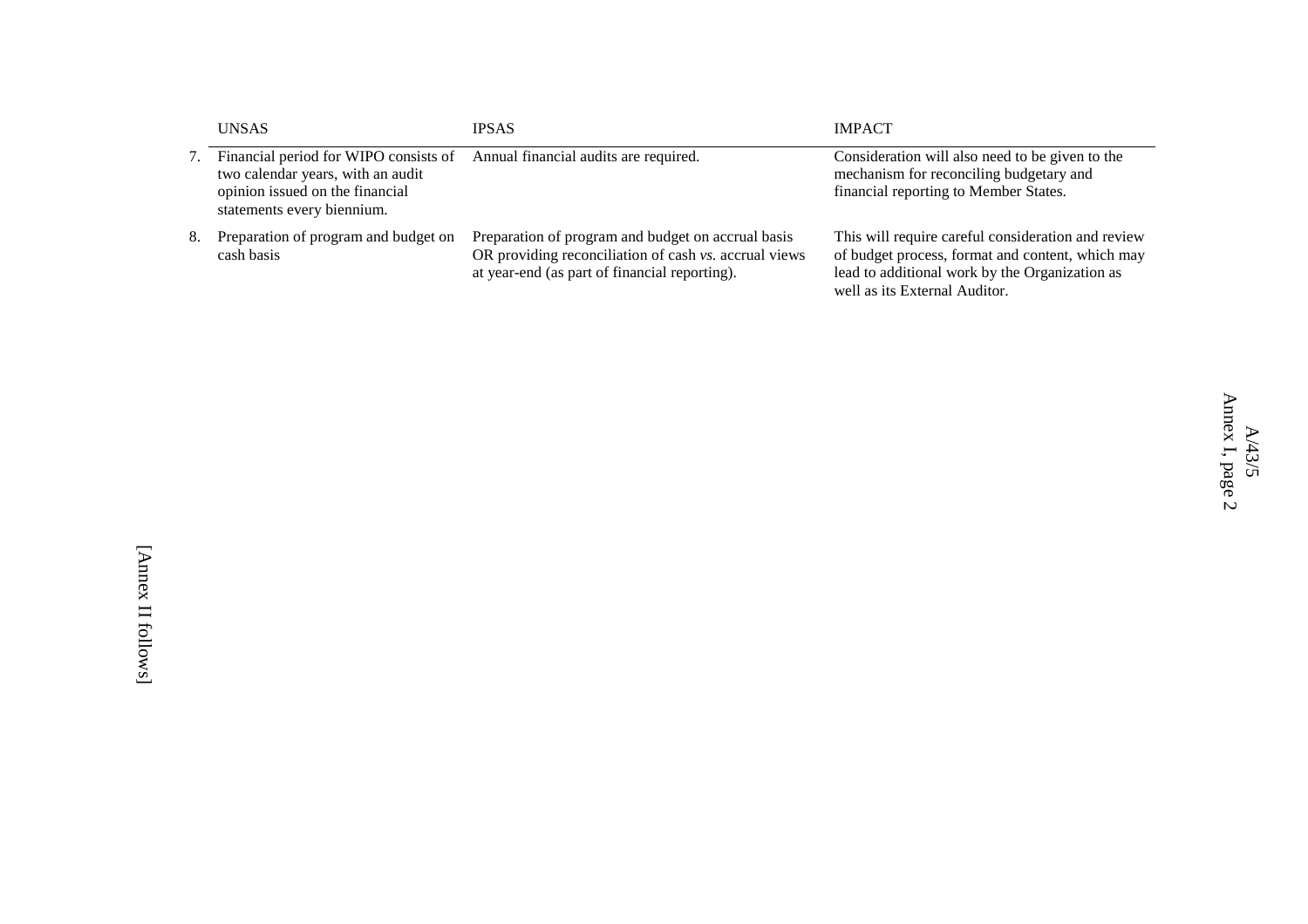| | UNSAS | IPSAS | IMPACT |
|---|---|---|---|
| 7. | Financial period for WIPO consists of two calendar years, with an audit opinion issued on the financial statements every biennium. | Annual financial audits are required. | Consideration will also need to be given to the mechanism for reconciling budgetary and financial reporting to Member States. |
| 8. | Preparation of program and budget on cash basis | Preparation of program and budget on accrual basis OR providing reconciliation of cash *vs.* accrual views at year-end (as part of financial reporting). | This will require careful consideration and review of budget process, format and content, which may lead to additional work by the Organization as well as its External Auditor. |

[Annex II follows]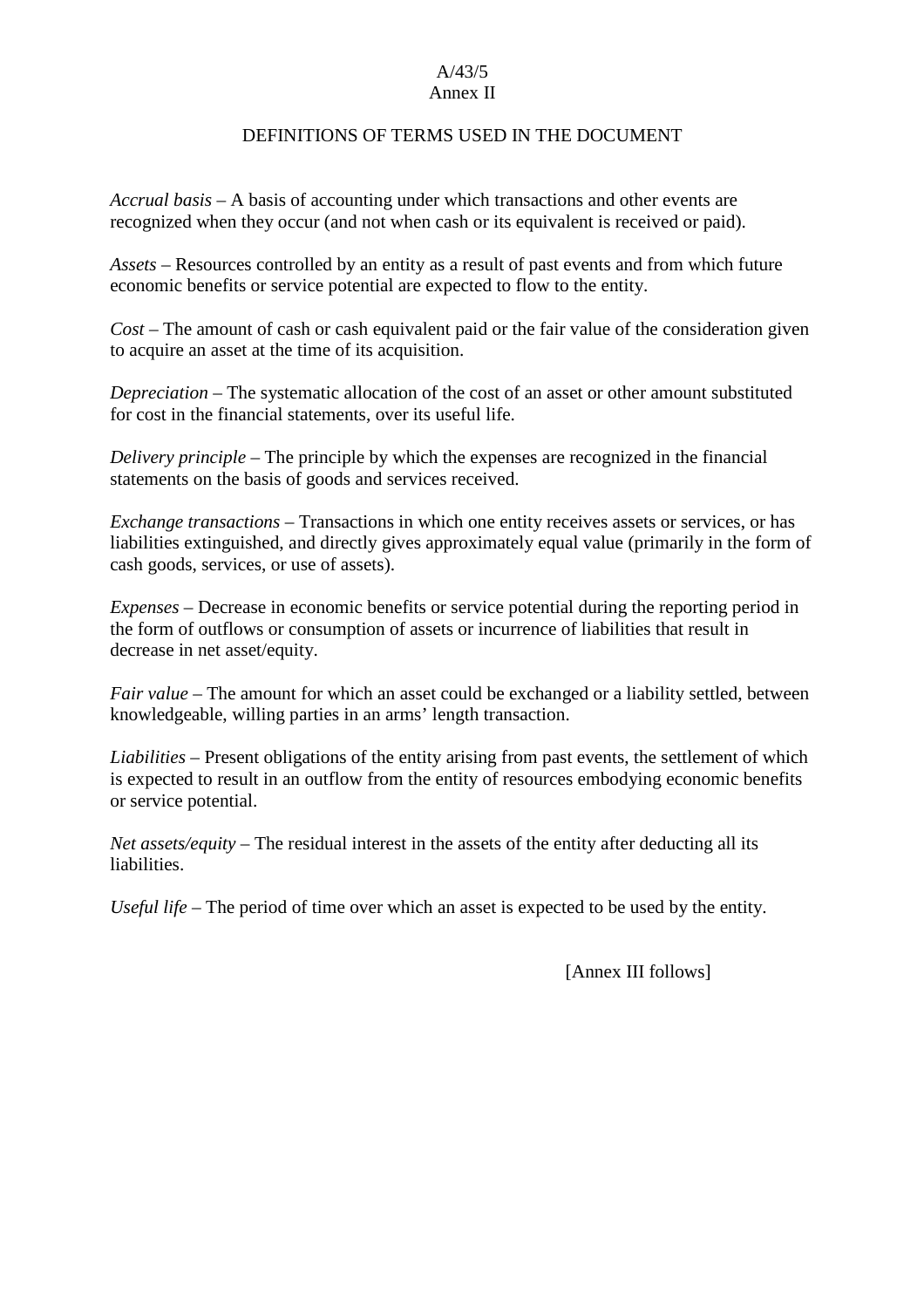A/43/5
Annex II

## DEFINITIONS OF TERMS USED IN THE DOCUMENT

*Accrual basis* – A basis of accounting under which transactions and other events are recognized when they occur (and not when cash or its equivalent is received or paid).

*Assets* – Resources controlled by an entity as a result of past events and from which future economic benefits or service potential are expected to flow to the entity.

*Cost* – The amount of cash or cash equivalent paid or the fair value of the consideration given to acquire an asset at the time of its acquisition.

*Depreciation* – The systematic allocation of the cost of an asset or other amount substituted for cost in the financial statements, over its useful life.

*Delivery principle* – The principle by which the expenses are recognized in the financial statements on the basis of goods and services received.

*Exchange transactions* – Transactions in which one entity receives assets or services, or has liabilities extinguished, and directly gives approximately equal value (primarily in the form of cash goods, services, or use of assets).

*Expenses* – Decrease in economic benefits or service potential during the reporting period in the form of outflows or consumption of assets or incurrence of liabilities that result in decrease in net asset/equity.

*Fair value* – The amount for which an asset could be exchanged or a liability settled, between knowledgeable, willing parties in an arms' length transaction.

*Liabilities* – Present obligations of the entity arising from past events, the settlement of which is expected to result in an outflow from the entity of resources embodying economic benefits or service potential.

*Net assets/equity* – The residual interest in the assets of the entity after deducting all its liabilities.

*Useful life* – The period of time over which an asset is expected to be used by the entity.

[Annex III follows]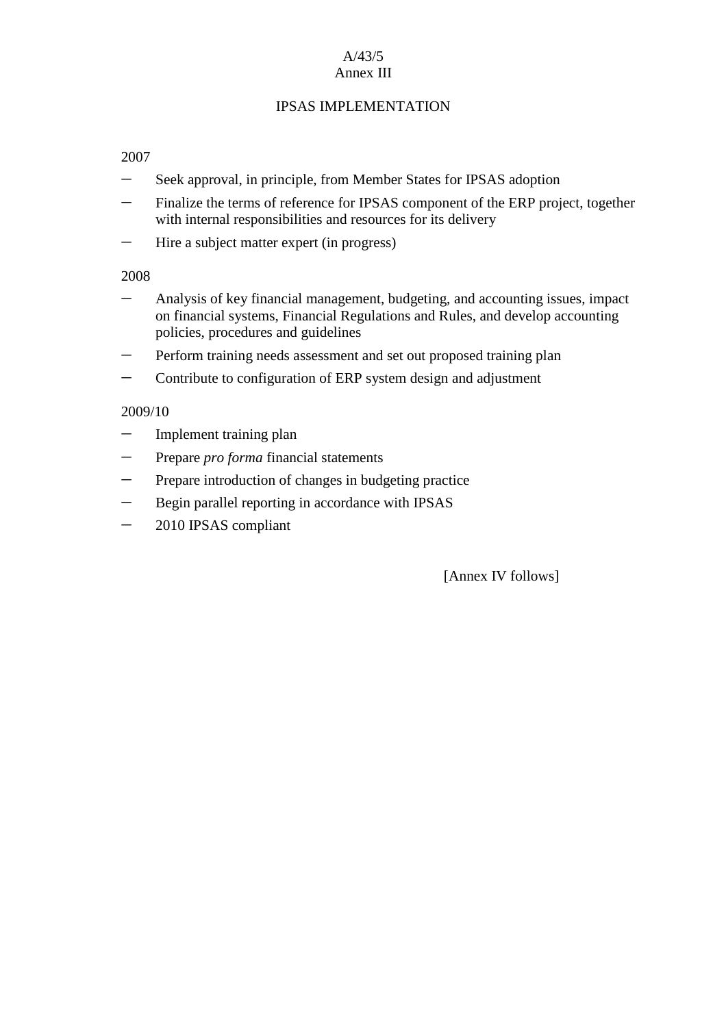A/43/5
Annex III

# IPSAS IMPLEMENTATION

2007

- Seek approval, in principle, from Member States for IPSAS adoption
- Finalize the terms of reference for IPSAS component of the ERP project, together with internal responsibilities and resources for its delivery
- Hire a subject matter expert (in progress)

2008

- Analysis of key financial management, budgeting, and accounting issues, impact on financial systems, Financial Regulations and Rules, and develop accounting policies, procedures and guidelines
- Perform training needs assessment and set out proposed training plan
- Contribute to configuration of ERP system design and adjustment

2009/10

- Implement training plan
- Prepare *pro forma* financial statements
- Prepare introduction of changes in budgeting practice
- Begin parallel reporting in accordance with IPSAS
- 2010 IPSAS compliant

[Annex IV follows]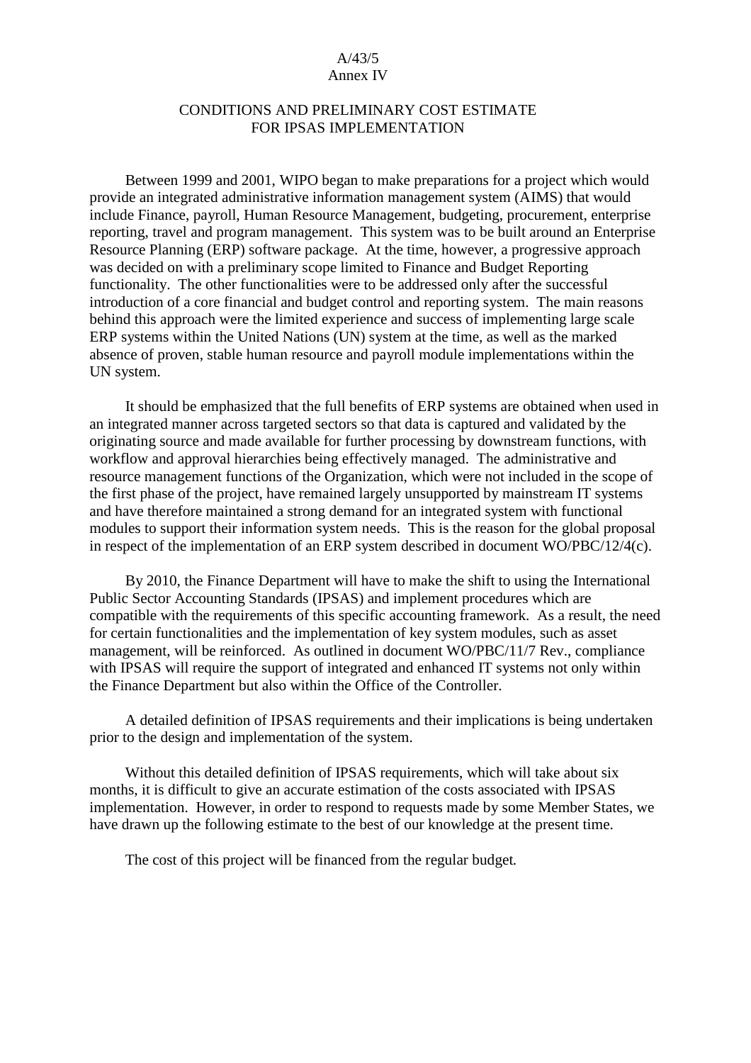A/43/5
Annex IV

# CONDITIONS AND PRELIMINARY COST ESTIMATE FOR IPSAS IMPLEMENTATION

Between 1999 and 2001, WIPO began to make preparations for a project which would provide an integrated administrative information management system (AIMS) that would include Finance, payroll, Human Resource Management, budgeting, procurement, enterprise reporting, travel and program management. This system was to be built around an Enterprise Resource Planning (ERP) software package. At the time, however, a progressive approach was decided on with a preliminary scope limited to Finance and Budget Reporting functionality. The other functionalities were to be addressed only after the successful introduction of a core financial and budget control and reporting system. The main reasons behind this approach were the limited experience and success of implementing large scale ERP systems within the United Nations (UN) system at the time, as well as the marked absence of proven, stable human resource and payroll module implementations within the UN system.

It should be emphasized that the full benefits of ERP systems are obtained when used in an integrated manner across targeted sectors so that data is captured and validated by the originating source and made available for further processing by downstream functions, with workflow and approval hierarchies being effectively managed. The administrative and resource management functions of the Organization, which were not included in the scope of the first phase of the project, have remained largely unsupported by mainstream IT systems and have therefore maintained a strong demand for an integrated system with functional modules to support their information system needs. This is the reason for the global proposal in respect of the implementation of an ERP system described in document WO/PBC/12/4(c).

By 2010, the Finance Department will have to make the shift to using the International Public Sector Accounting Standards (IPSAS) and implement procedures which are compatible with the requirements of this specific accounting framework. As a result, the need for certain functionalities and the implementation of key system modules, such as asset management, will be reinforced. As outlined in document WO/PBC/11/7 Rev., compliance with IPSAS will require the support of integrated and enhanced IT systems not only within the Finance Department but also within the Office of the Controller.

A detailed definition of IPSAS requirements and their implications is being undertaken prior to the design and implementation of the system.

Without this detailed definition of IPSAS requirements, which will take about six months, it is difficult to give an accurate estimation of the costs associated with IPSAS implementation. However, in order to respond to requests made by some Member States, we have drawn up the following estimate to the best of our knowledge at the present time.

The cost of this project will be financed from the regular budget.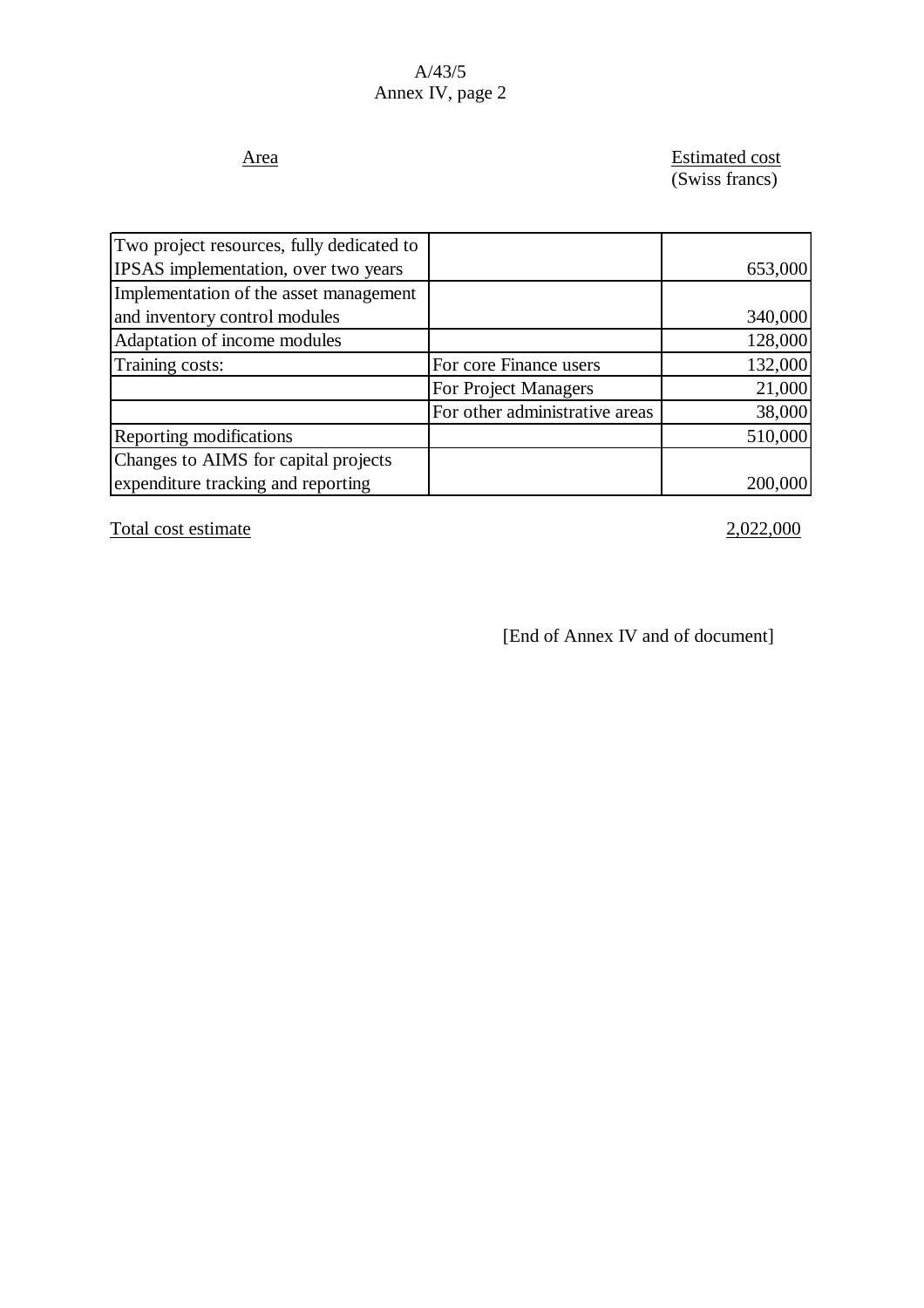| Area | | Estimated cost (Swiss francs) |
|---|---|---|
| Two project resources, fully dedicated to IPSAS implementation, over two years | | 653,000 |
| Implementation of the asset management and inventory control modules | | 340,000 |
| Adaptation of income modules | | 128,000 |
| Training costs: | For core Finance users | 132,000 |
| | For Project Managers | 21,000 |
| | For other administrative areas | 38,000 |
| Reporting modifications | | 510,000 |
| Changes to AIMS for capital projects expenditure tracking and reporting | | 200,000 |

Total cost estimate 2,022,000

[End of Annex IV and of document]